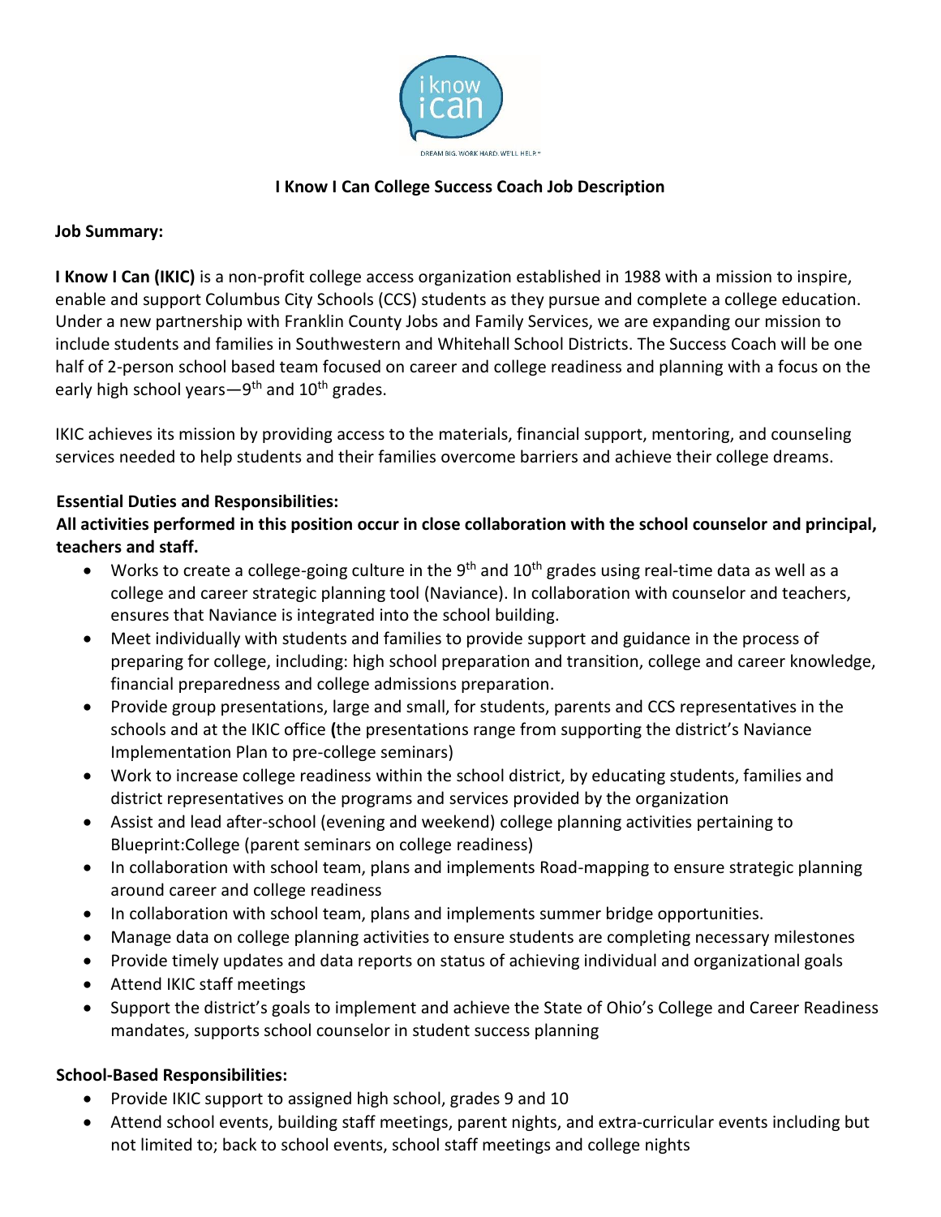# I Know I Can College Success Coach Job Description

**Job Summary:**

**I Know I Can (IKIC)** is a non-profit college access organization established in 1988 with a mission to inspire, enable and support Columbus City Schools (CCS) students as they pursue and complete a college education. Under a new partnership with Franklin County Jobs and Family Services, we are expanding our mission to include students and families in Southwestern and Whitehall School Districts. The Success Coach will be one half of 2-person school based team focused on career and college readiness and planning with a focus on the early high school years—9th and 10th grades.

IKIC achieves its mission by providing access to the materials, financial support, mentoring, and counseling services needed to help students and their families overcome barriers and achieve their college dreams.

**Essential Duties and Responsibilities:**

**All activities performed in this position occur in close collaboration with the school counselor and principal, teachers and staff.**

- Works to create a college-going culture in the 9th and 10th grades using real-time data as well as a college and career strategic planning tool (Naviance). In collaboration with counselor and teachers, ensures that Naviance is integrated into the school building.
- Meet individually with students and families to provide support and guidance in the process of preparing for college, including: high school preparation and transition, college and career knowledge, financial preparedness and college admissions preparation.
- Provide group presentations, large and small, for students, parents and CCS representatives in the schools and at the IKIC office **(**the presentations range from supporting the district's Naviance Implementation Plan to pre-college seminars)
- Work to increase college readiness within the school district, by educating students, families and district representatives on the programs and services provided by the organization
- Assist and lead after-school (evening and weekend) college planning activities pertaining to Blueprint:College (parent seminars on college readiness)
- In collaboration with school team, plans and implements Road-mapping to ensure strategic planning around career and college readiness
- In collaboration with school team, plans and implements summer bridge opportunities.
- Manage data on college planning activities to ensure students are completing necessary milestones
- Provide timely updates and data reports on status of achieving individual and organizational goals
- Attend IKIC staff meetings
- Support the district's goals to implement and achieve the State of Ohio's College and Career Readiness mandates, supports school counselor in student success planning

**School-Based Responsibilities:**

- Provide IKIC support to assigned high school, grades 9 and 10
- Attend school events, building staff meetings, parent nights, and extra-curricular events including but not limited to; back to school events, school staff meetings and college nights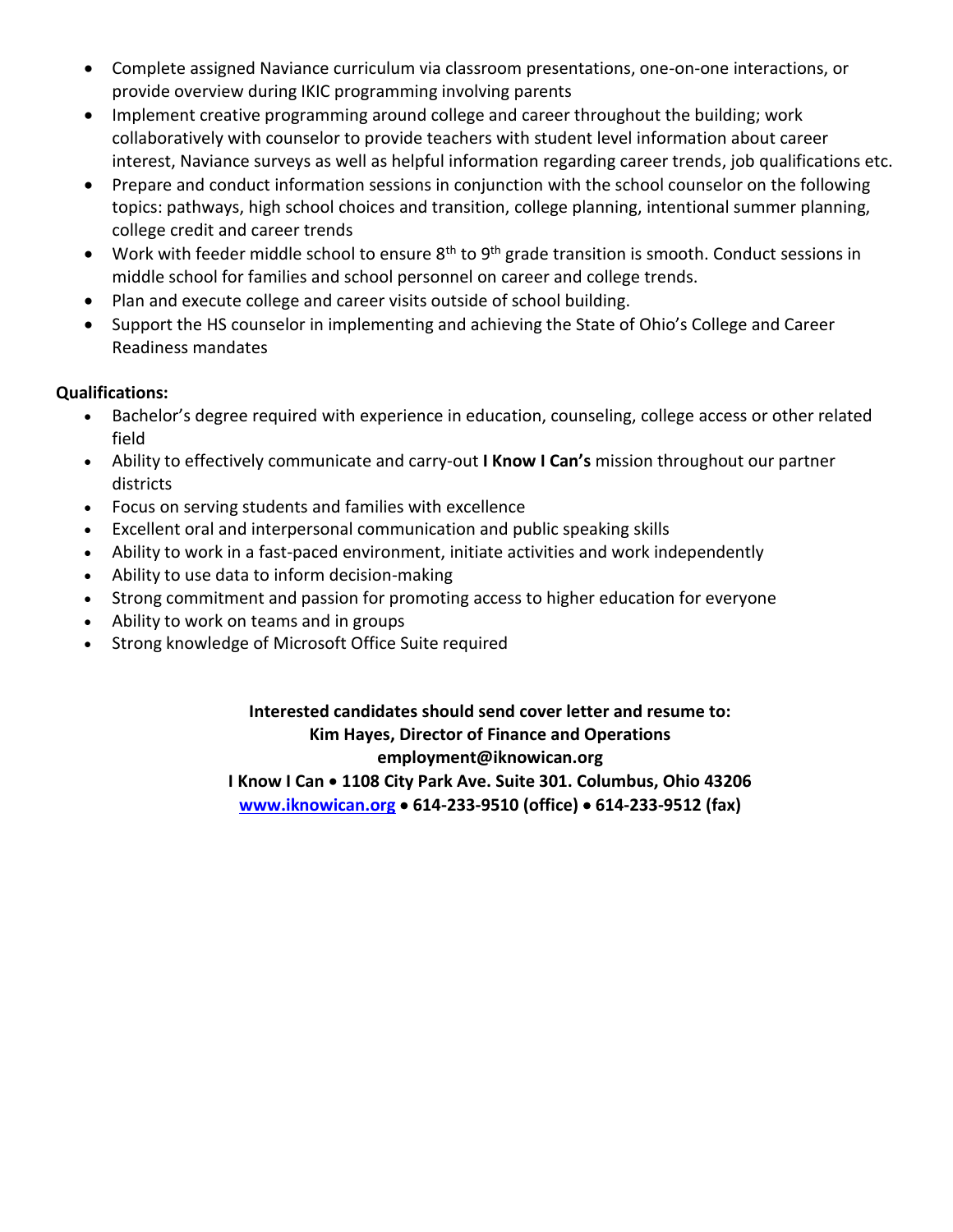- Complete assigned Naviance curriculum via classroom presentations, one-on-one interactions, or provide overview during IKIC programming involving parents
- Implement creative programming around college and career throughout the building; work collaboratively with counselor to provide teachers with student level information about career interest, Naviance surveys as well as helpful information regarding career trends, job qualifications etc.
- Prepare and conduct information sessions in conjunction with the school counselor on the following topics: pathways, high school choices and transition, college planning, intentional summer planning, college credit and career trends
- Work with feeder middle school to ensure 8th to 9th grade transition is smooth. Conduct sessions in middle school for families and school personnel on career and college trends.
- Plan and execute college and career visits outside of school building.
- Support the HS counselor in implementing and achieving the State of Ohio's College and Career Readiness mandates

**Qualifications:**

- Bachelor's degree required with experience in education, counseling, college access or other related field
- Ability to effectively communicate and carry-out **I Know I Can's** mission throughout our partner districts
- Focus on serving students and families with excellence
- Excellent oral and interpersonal communication and public speaking skills
- Ability to work in a fast-paced environment, initiate activities and work independently
- Ability to use data to inform decision-making
- Strong commitment and passion for promoting access to higher education for everyone
- Ability to work on teams and in groups
- Strong knowledge of Microsoft Office Suite required

**Interested candidates should send cover letter and resume to:**
**Kim Hayes, Director of Finance and Operations**
**employment@iknowican.org**
**I Know I Can • 1108 City Park Ave. Suite 301. Columbus, Ohio 43206**
**[www.iknowican.org](http://www.iknowican.org) • 614-233-9510 (office) • 614-233-9512 (fax)**